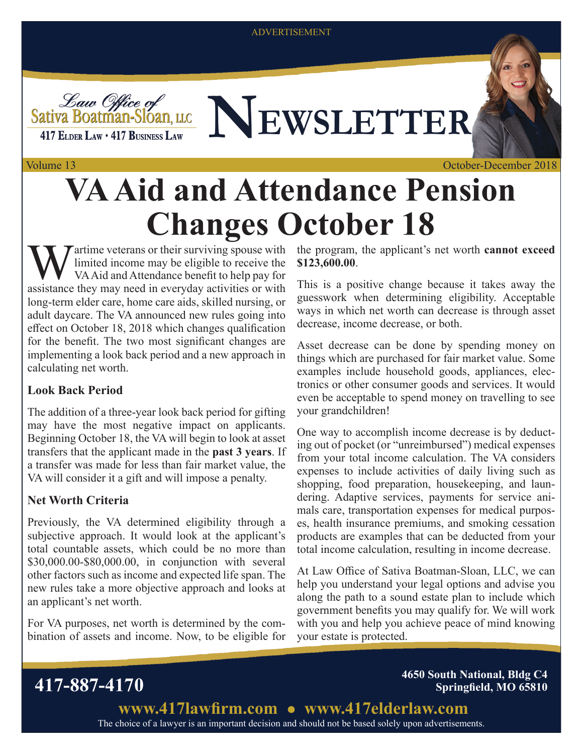ADVERTISEMENT

Law Office of
Sativa Boatman-Sloan, LLC
417 Elder Law • 417 Business Law

# NEWSLETTER

Volume 13

October-December 2018

# VA Aid and Attendance Pension Changes October 18

Wartime veterans or their surviving spouse with limited income may be eligible to receive the VA Aid and Attendance benefit to help pay for assistance they may need in everyday activities or with long-term elder care, home care aids, skilled nursing, or adult daycare. The VA announced new rules going into effect on October 18, 2018 which changes qualification for the benefit. The two most significant changes are implementing a look back period and a new approach in calculating net worth.

### Look Back Period

The addition of a three-year look back period for gifting may have the most negative impact on applicants. Beginning October 18, the VA will begin to look at asset transfers that the applicant made in the **past 3 years**. If a transfer was made for less than fair market value, the VA will consider it a gift and will impose a penalty.

### Net Worth Criteria

Previously, the VA determined eligibility through a subjective approach. It would look at the applicant's total countable assets, which could be no more than $30,000.00-$80,000.00, in conjunction with several other factors such as income and expected life span. The new rules take a more objective approach and looks at an applicant's net worth.

For VA purposes, net worth is determined by the combination of assets and income. Now, to be eligible for the program, the applicant's net worth **cannot exceed $123,600.00**.

This is a positive change because it takes away the guesswork when determining eligibility. Acceptable ways in which net worth can decrease is through asset decrease, income decrease, or both.

Asset decrease can be done by spending money on things which are purchased for fair market value. Some examples include household goods, appliances, electronics or other consumer goods and services. It would even be acceptable to spend money on travelling to see your grandchildren!

One way to accomplish income decrease is by deducting out of pocket (or "unreimbursed") medical expenses from your total income calculation. The VA considers expenses to include activities of daily living such as shopping, food preparation, housekeeping, and laundering. Adaptive services, payments for service animals care, transportation expenses for medical purposes, health insurance premiums, and smoking cessation products are examples that can be deducted from your total income calculation, resulting in income decrease.

At Law Office of Sativa Boatman-Sloan, LLC, we can help you understand your legal options and advise you along the path to a sound estate plan to include which government benefits you may qualify for. We will work with you and help you achieve peace of mind knowing your estate is protected.

**417-887-4170**

**4650 South National, Bldg C4**
**Springfield, MO 65810**

**www.417lawfirm.com • www.417elderlaw.com**

The choice of a lawyer is an important decision and should not be based solely upon advertisements.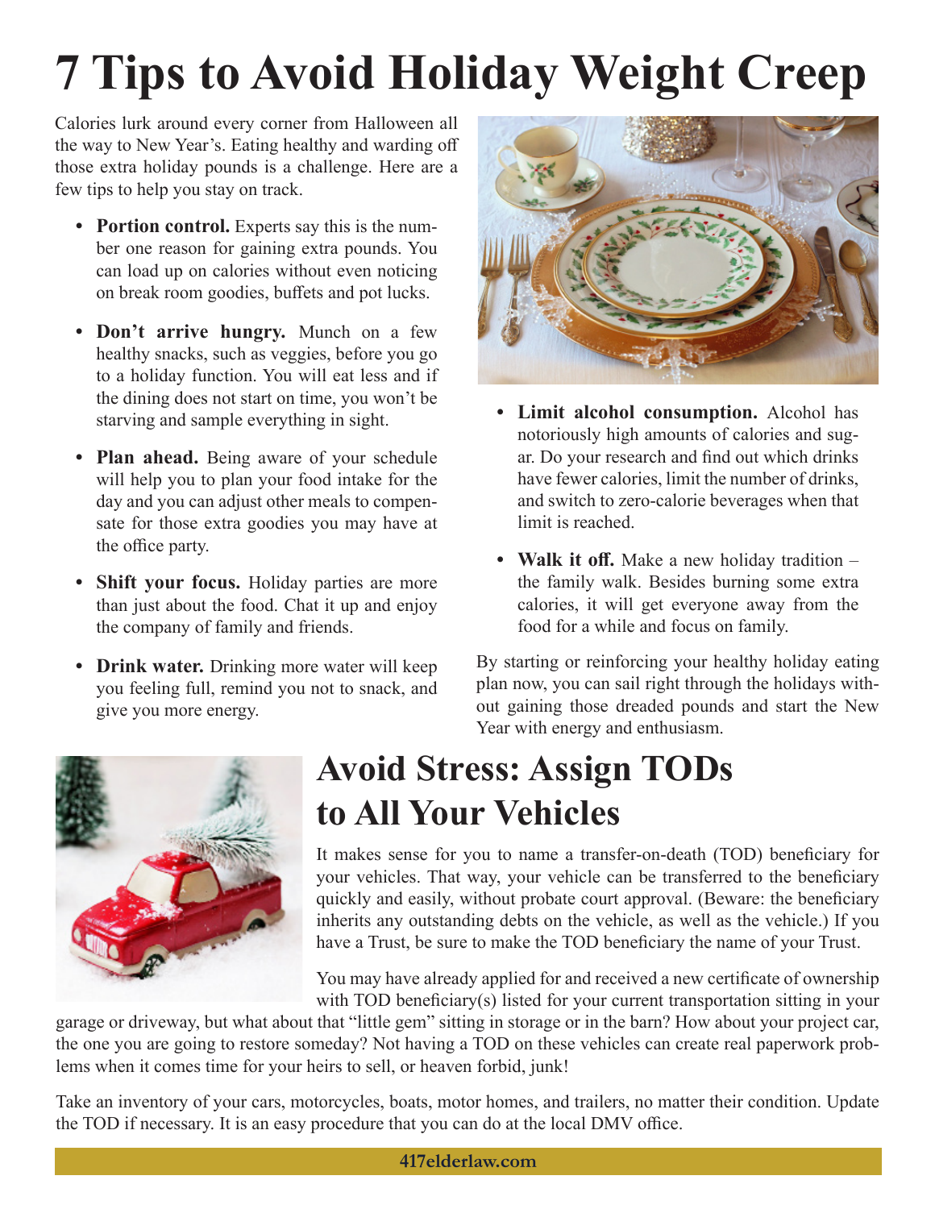# 7 Tips to Avoid Holiday Weight Creep

Calories lurk around every corner from Halloween all the way to New Year's. Eating healthy and warding off those extra holiday pounds is a challenge. Here are a few tips to help you stay on track.

- **Portion control.** Experts say this is the number one reason for gaining extra pounds. You can load up on calories without even noticing on break room goodies, buffets and pot lucks.
- **Don't arrive hungry.** Munch on a few healthy snacks, such as veggies, before you go to a holiday function. You will eat less and if the dining does not start on time, you won't be starving and sample everything in sight.
- **Plan ahead.** Being aware of your schedule will help you to plan your food intake for the day and you can adjust other meals to compensate for those extra goodies you may have at the office party.
- **Shift your focus.** Holiday parties are more than just about the food. Chat it up and enjoy the company of family and friends.
- **Drink water.** Drinking more water will keep you feeling full, remind you not to snack, and give you more energy.
- **Limit alcohol consumption.** Alcohol has notoriously high amounts of calories and sugar. Do your research and find out which drinks have fewer calories, limit the number of drinks, and switch to zero-calorie beverages when that limit is reached.
- **Walk it off.** Make a new holiday tradition – the family walk. Besides burning some extra calories, it will get everyone away from the food for a while and focus on family.

By starting or reinforcing your healthy holiday eating plan now, you can sail right through the holidays without gaining those dreaded pounds and start the New Year with energy and enthusiasm.

## Avoid Stress: Assign TODs to All Your Vehicles

It makes sense for you to name a transfer-on-death (TOD) beneficiary for your vehicles. That way, your vehicle can be transferred to the beneficiary quickly and easily, without probate court approval. (Beware: the beneficiary inherits any outstanding debts on the vehicle, as well as the vehicle.) If you have a Trust, be sure to make the TOD beneficiary the name of your Trust.

You may have already applied for and received a new certificate of ownership with TOD beneficiary(s) listed for your current transportation sitting in your garage or driveway, but what about that "little gem" sitting in storage or in the barn? How about your project car, the one you are going to restore someday? Not having a TOD on these vehicles can create real paperwork problems when it comes time for your heirs to sell, or heaven forbid, junk!

Take an inventory of your cars, motorcycles, boats, motor homes, and trailers, no matter their condition. Update the TOD if necessary. It is an easy procedure that you can do at the local DMV office.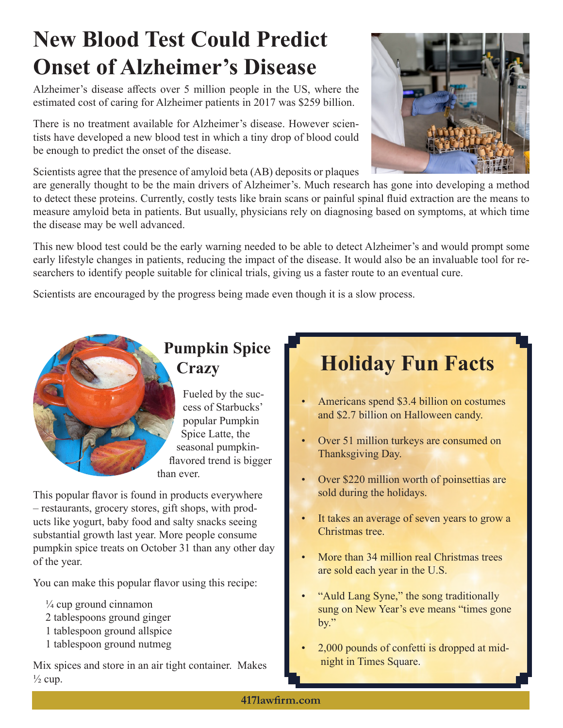# New Blood Test Could Predict Onset of Alzheimer's Disease

Alzheimer's disease affects over 5 million people in the US, where the estimated cost of caring for Alzheimer patients in 2017 was $259 billion.

There is no treatment available for Alzheimer's disease. However scientists have developed a new blood test in which a tiny drop of blood could be enough to predict the onset of the disease.

Scientists agree that the presence of amyloid beta (AB) deposits or plaques are generally thought to be the main drivers of Alzheimer's. Much research has gone into developing a method to detect these proteins. Currently, costly tests like brain scans or painful spinal fluid extraction are the means to measure amyloid beta in patients. But usually, physicians rely on diagnosing based on symptoms, at which time the disease may be well advanced.

This new blood test could be the early warning needed to be able to detect Alzheimer's and would prompt some early lifestyle changes in patients, reducing the impact of the disease. It would also be an invaluable tool for researchers to identify people suitable for clinical trials, giving us a faster route to an eventual cure.

Scientists are encouraged by the progress being made even though it is a slow process.

## Pumpkin Spice Crazy

Fueled by the success of Starbucks' popular Pumpkin Spice Latte, the seasonal pumpkin-flavored trend is bigger than ever.

This popular flavor is found in products everywhere – restaurants, grocery stores, gift shops, with products like yogurt, baby food and salty snacks seeing substantial growth last year. More people consume pumpkin spice treats on October 31 than any other day of the year.

You can make this popular flavor using this recipe:

¼ cup ground cinnamon
2 tablespoons ground ginger
1 tablespoon ground allspice
1 tablespoon ground nutmeg

Mix spices and store in an air tight container. Makes ½ cup.

## Holiday Fun Facts

- Americans spend $3.4 billion on costumes and $2.7 billion on Halloween candy.
- Over 51 million turkeys are consumed on Thanksgiving Day.
- Over $220 million worth of poinsettias are sold during the holidays.
- It takes an average of seven years to grow a Christmas tree.
- More than 34 million real Christmas trees are sold each year in the U.S.
- "Auld Lang Syne," the song traditionally sung on New Year's eve means "times gone by."
- 2,000 pounds of confetti is dropped at midnight in Times Square.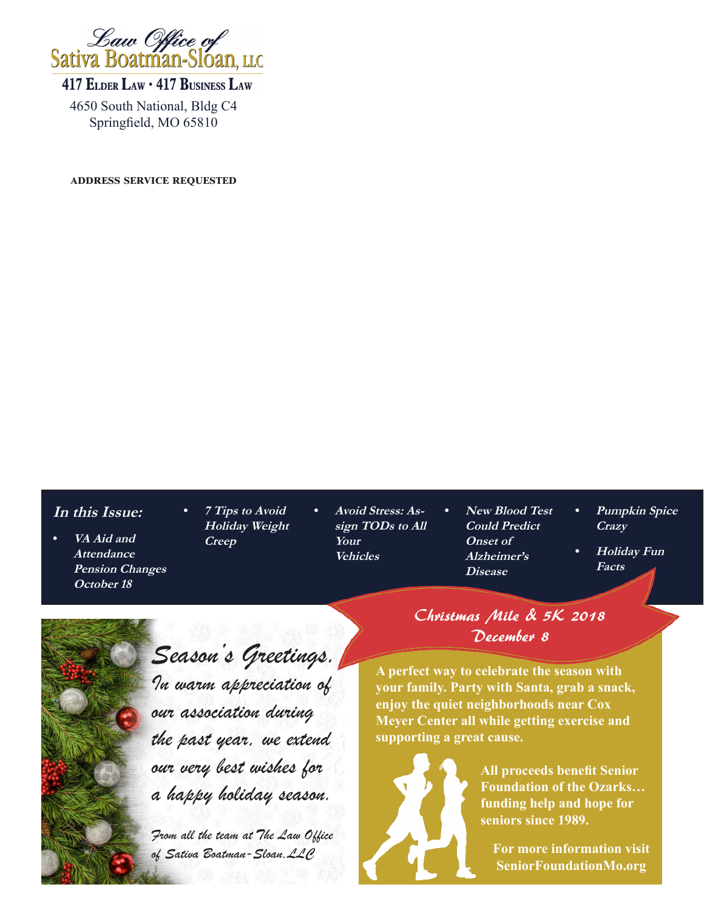Law Office of
Sativa Boatman-Sloan, LLC

**417 Elder Law • 417 Business Law**

4650 South National, Bldg C4
Springfield, MO 65810

**ADDRESS SERVICE REQUESTED**

### *In this Issue:*

- ***VA Aid and Attendance Pension Changes October 18***
- ***7 Tips to Avoid Holiday Weight Creep***
- ***Avoid Stress: Assign TODs to All Your Vehicles***
- ***New Blood Test Could Predict Onset of Alzheimer's Disease***
- ***Pumpkin Spice Crazy***
- ***Holiday Fun Facts***

*Season's Greetings.*

*In warm appreciation of our association during the past year, we extend our very best wishes for a happy holiday season.*

*From all the team at The Law Office of Sativa Boatman-Sloan, LLC*

## *Christmas Mile & 5K 2018*
## *December 8*

**A perfect way to celebrate the season with your family. Party with Santa, grab a snack, enjoy the quiet neighborhoods near Cox Meyer Center all while getting exercise and supporting a great cause.**

**All proceeds benefit Senior Foundation of the Ozarks… funding help and hope for seniors since 1989.**

**For more information visit SeniorFoundationMo.org**